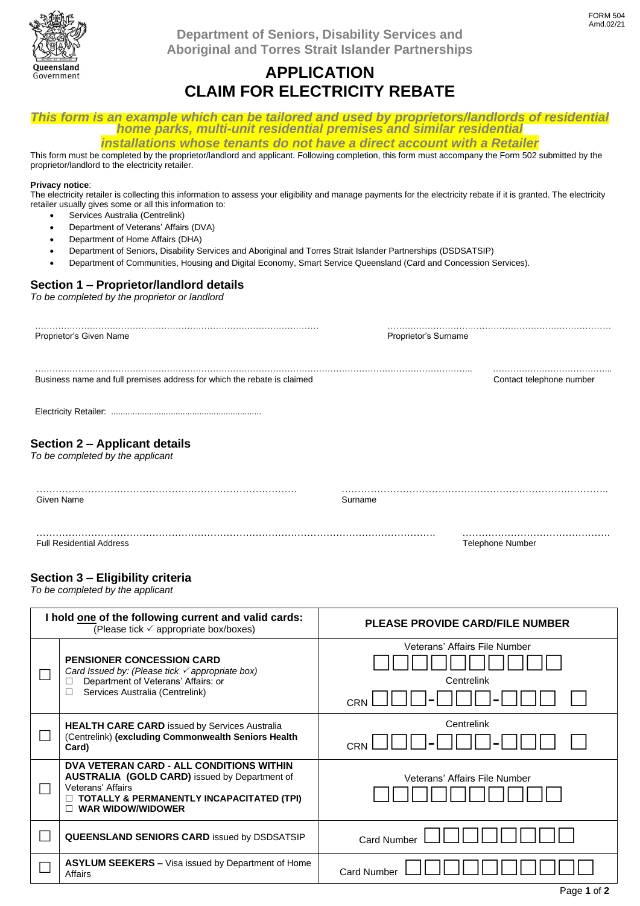FORM 504
Amd.02/21

Department of Seniors, Disability Services and Aboriginal and Torres Strait Islander Partnerships

# APPLICATION
# CLAIM FOR ELECTRICITY REBATE

***This form is an example which can be tailored and used by proprietors/landlords of residential home parks, multi-unit residential premises and similar residential installations whose tenants do not have a direct account with a Retailer***

This form must be completed by the proprietor/landlord and applicant. Following completion, this form must accompany the Form 502 submitted by the proprietor/landlord to the electricity retailer.

**Privacy notice**:
The electricity retailer is collecting this information to assess your eligibility and manage payments for the electricity rebate if it is granted. The electricity retailer usually gives some or all this information to:

- Services Australia (Centrelink)
- Department of Veterans' Affairs (DVA)
- Department of Home Affairs (DHA)
- Department of Seniors, Disability Services and Aboriginal and Torres Strait Islander Partnerships (DSDSATSIP)
- Department of Communities, Housing and Digital Economy, Smart Service Queensland (Card and Concession Services).

## Section 1 – Proprietor/landlord details

*To be completed by the proprietor or landlord*

……………………………………………………………………………… Proprietor's Given Name

……………………………………………………………………… Proprietor's Surname

……………………………………………………………………………………………………………………………… Business name and full premises address for which the rebate is claimed

………………………………… Contact telephone number

Electricity Retailer: ……………………………………………………

## Section 2 – Applicant details

*To be completed by the applicant*

……………………………………………………………………… Given Name

……………………………………………………………………… Surname

……………………………………………………………………………………………………… Full Residential Address

……………………………………… Telephone Number

## Section 3 – Eligibility criteria

*To be completed by the applicant*

| | I hold one of the following current and valid cards: (Please tick ✓ appropriate box/boxes) | PLEASE PROVIDE CARD/FILE NUMBER |
|---|---|---|
| ☐ | **PENSIONER CONCESSION CARD**<br>*Card Issued by: (Please tick ✓ appropriate box)*<br>☐ Department of Veterans' Affairs: or<br>☐ Services Australia (Centrelink) | Veterans' Affairs File Number ☐☐☐☐☐☐☐☐☐<br>Centrelink<br>CRN ☐☐☐-☐☐☐-☐☐☐ ☐ |
| ☐ | **HEALTH CARE CARD** issued by Services Australia (Centrelink) **(excluding Commonwealth Seniors Health Card)** | Centrelink<br>CRN ☐☐☐-☐☐☐-☐☐☐ ☐ |
| ☐ | **DVA VETERAN CARD - ALL CONDITIONS WITHIN AUSTRALIA (GOLD CARD)** issued by Department of Veterans' Affairs<br>☐ **TOTALLY & PERMANENTLY INCAPACITATED (TPI)**<br>☐ **WAR WIDOW/WIDOWER** | Veterans' Affairs File Number ☐☐☐☐☐☐☐☐☐ |
| ☐ | **QUEENSLAND SENIORS CARD** issued by DSDSATSIP | Card Number ☐☐☐☐☐☐☐☐ |
| ☐ | **ASYLUM SEEKERS –** Visa issued by Department of Home Affairs | Card Number ☐☐☐☐☐☐☐☐☐☐ |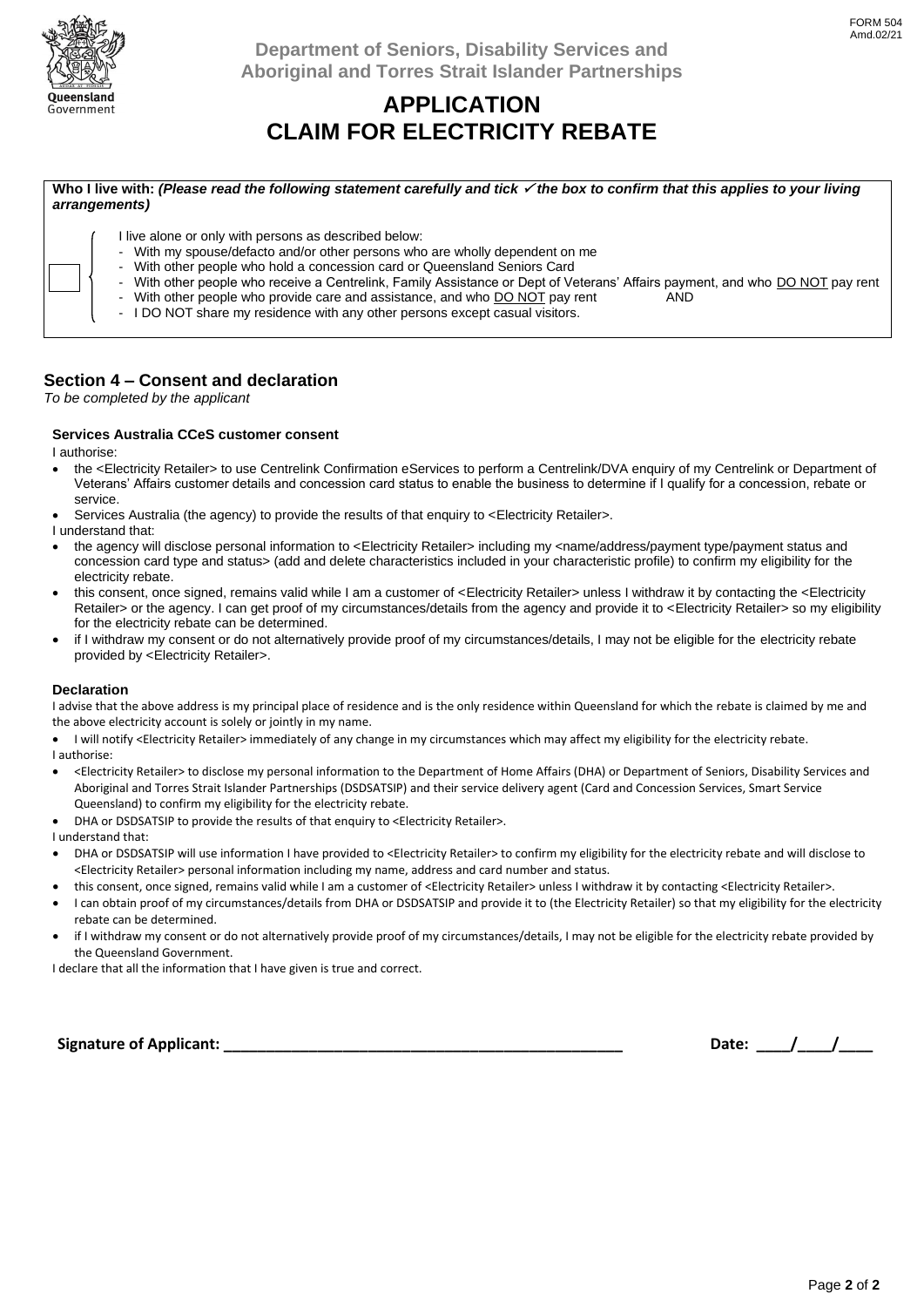FORM 504
Amd.02/21

Department of Seniors, Disability Services and Aboriginal and Torres Strait Islander Partnerships

# APPLICATION
# CLAIM FOR ELECTRICITY REBATE

**Who I live with:** ***(Please read the following statement carefully and tick ✓ the box to confirm that this applies to your living arrangements)***

☐ I live alone or only with persons as described below:

- With my spouse/defacto and/or other persons who are wholly dependent on me
- With other people who hold a concession card or Queensland Seniors Card
- With other people who receive a Centrelink, Family Assistance or Dept of Veterans' Affairs payment, and who DO NOT pay rent
- With other people who provide care and assistance, and who DO NOT pay rent AND
- I DO NOT share my residence with any other persons except casual visitors.

## Section 4 – Consent and declaration

*To be completed by the applicant*

### Services Australia CCeS customer consent

I authorise:

- the <Electricity Retailer> to use Centrelink Confirmation eServices to perform a Centrelink/DVA enquiry of my Centrelink or Department of Veterans' Affairs customer details and concession card status to enable the business to determine if I qualify for a concession, rebate or service.
- Services Australia (the agency) to provide the results of that enquiry to <Electricity Retailer>.

I understand that:

- the agency will disclose personal information to <Electricity Retailer> including my <name/address/payment type/payment status and concession card type and status> (add and delete characteristics included in your characteristic profile) to confirm my eligibility for the electricity rebate.
- this consent, once signed, remains valid while I am a customer of <Electricity Retailer> unless I withdraw it by contacting the <Electricity Retailer> or the agency. I can get proof of my circumstances/details from the agency and provide it to <Electricity Retailer> so my eligibility for the electricity rebate can be determined.
- if I withdraw my consent or do not alternatively provide proof of my circumstances/details, I may not be eligible for the electricity rebate provided by <Electricity Retailer>.

### Declaration

I advise that the above address is my principal place of residence and is the only residence within Queensland for which the rebate is claimed by me and the above electricity account is solely or jointly in my name.

- I will notify <Electricity Retailer> immediately of any change in my circumstances which may affect my eligibility for the electricity rebate.

I authorise:

- <Electricity Retailer> to disclose my personal information to the Department of Home Affairs (DHA) or Department of Seniors, Disability Services and Aboriginal and Torres Strait Islander Partnerships (DSDSATSIP) and their service delivery agent (Card and Concession Services, Smart Service Queensland) to confirm my eligibility for the electricity rebate.
- DHA or DSDSATSIP to provide the results of that enquiry to <Electricity Retailer>.

I understand that:

- DHA or DSDSATSIP will use information I have provided to <Electricity Retailer> to confirm my eligibility for the electricity rebate and will disclose to <Electricity Retailer> personal information including my name, address and card number and status.
- this consent, once signed, remains valid while I am a customer of <Electricity Retailer> unless I withdraw it by contacting <Electricity Retailer>.
- I can obtain proof of my circumstances/details from DHA or DSDSATSIP and provide it to (the Electricity Retailer) so that my eligibility for the electricity rebate can be determined.
- if I withdraw my consent or do not alternatively provide proof of my circumstances/details, I may not be eligible for the electricity rebate provided by the Queensland Government.

I declare that all the information that I have given is true and correct.

**Signature of Applicant:** \_\_\_\_\_\_\_\_\_\_\_\_\_\_\_\_\_\_\_\_\_\_\_\_\_\_\_\_\_\_\_\_\_\_\_\_\_\_\_\_\_\_\_\_ **Date:** \_\_\_\_/\_\_\_\_/\_\_\_\_